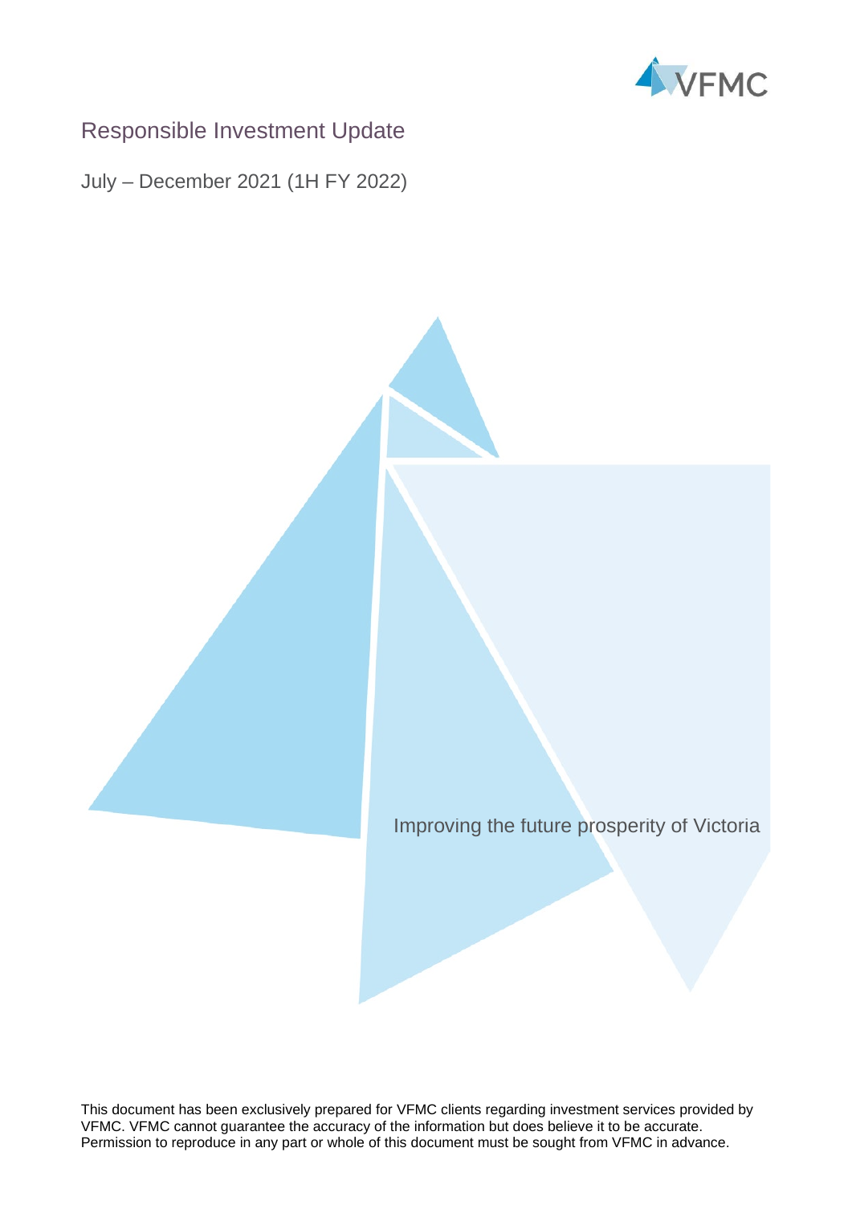VFMC

# Responsible Investment Update

## July – December 2021 (1H FY 2022)

Improving the future prosperity of Victoria

This document has been exclusively prepared for VFMC clients regarding investment services provided by VFMC. VFMC cannot guarantee the accuracy of the information but does believe it to be accurate. Permission to reproduce in any part or whole of this document must be sought from VFMC in advance.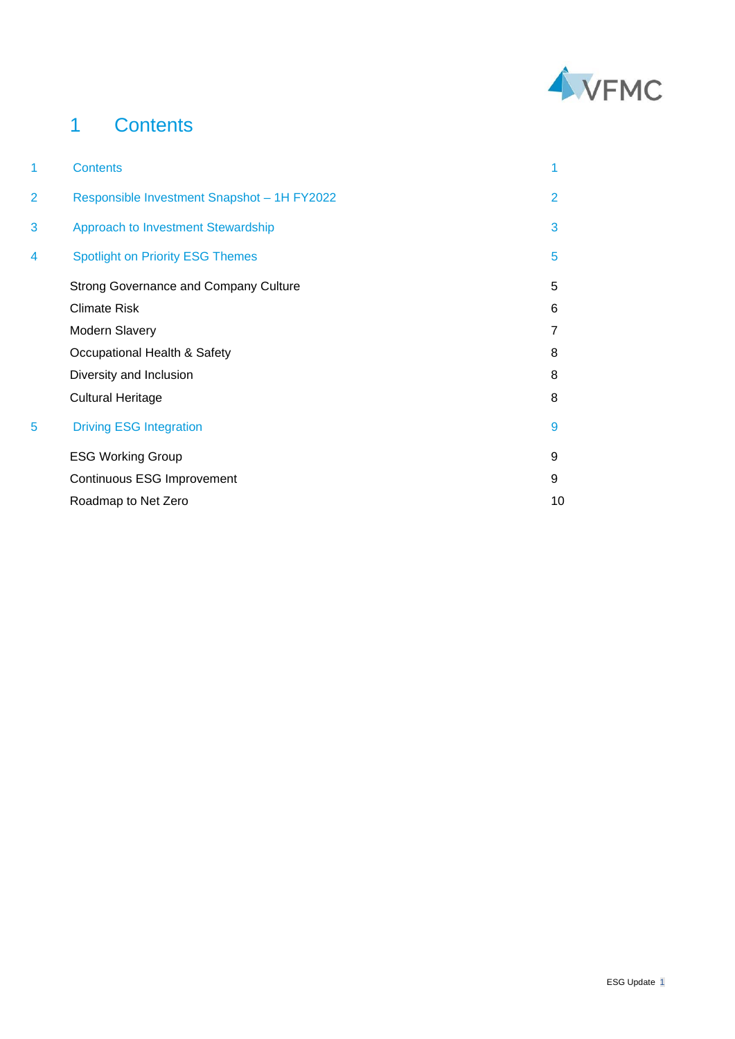# 1 Contents

| | | |
|---|---|---|
| 1 | Contents | 1 |
| 2 | Responsible Investment Snapshot – 1H FY2022 | 2 |
| 3 | Approach to Investment Stewardship | 3 |
| 4 | Spotlight on Priority ESG Themes | 5 |
| | Strong Governance and Company Culture | 5 |
| | Climate Risk | 6 |
| | Modern Slavery | 7 |
| | Occupational Health & Safety | 8 |
| | Diversity and Inclusion | 8 |
| | Cultural Heritage | 8 |
| 5 | Driving ESG Integration | 9 |
| | ESG Working Group | 9 |
| | Continuous ESG Improvement | 9 |
| | Roadmap to Net Zero | 10 |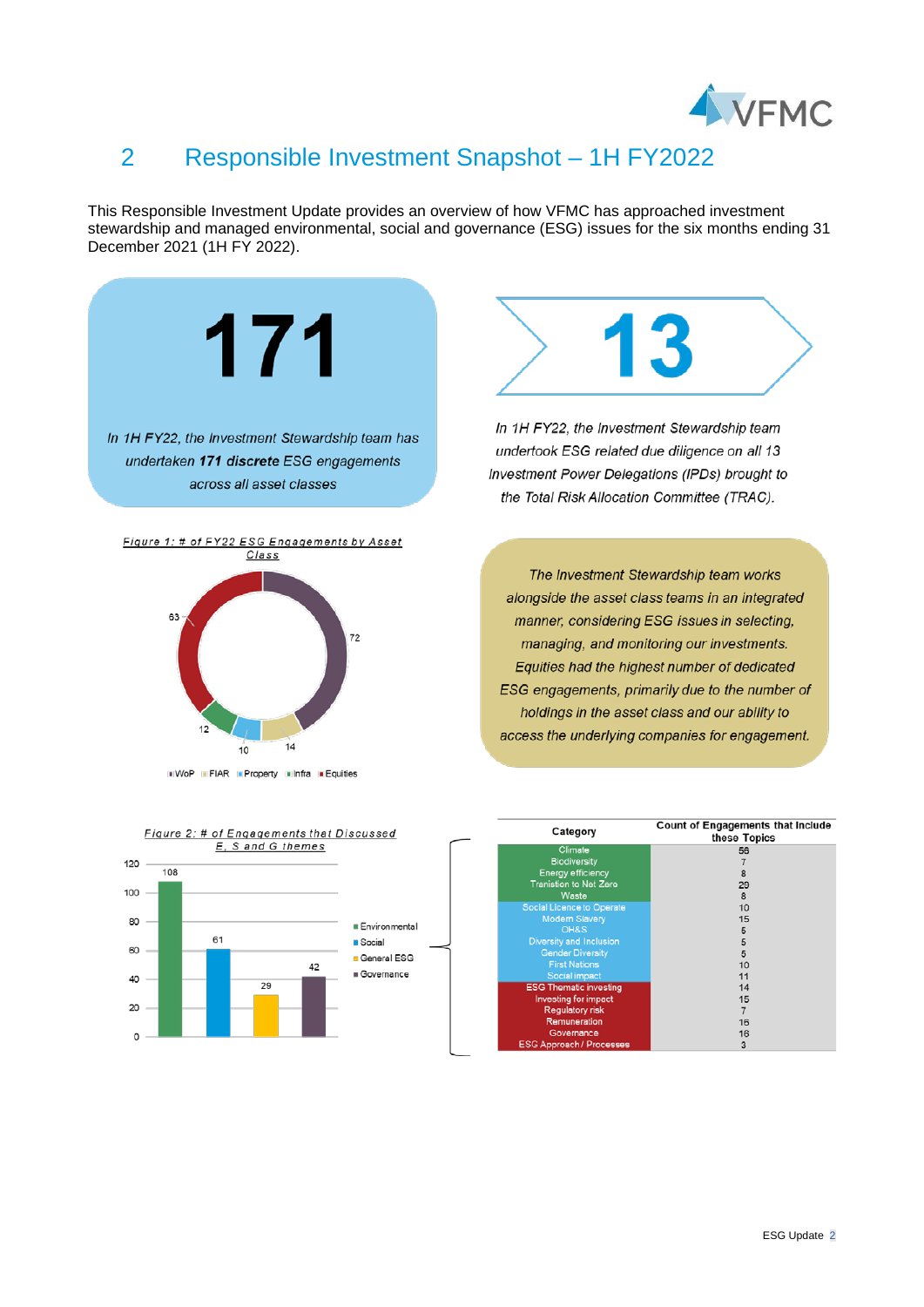## 2 Responsible Investment Snapshot – 1H FY2022

This Responsible Investment Update provides an overview of how VFMC has approached investment stewardship and managed environmental, social and governance (ESG) issues for the six months ending 31 December 2021 (1H FY 2022).

**171**

*In 1H FY22, the Investment Stewardship team has undertaken **171 discrete** ESG engagements across all asset classes*

**13**

*In 1H FY22, the Investment Stewardship team undertook ESG related due diligence on all 13 Investment Power Delegations (IPDs) brought to the Total Risk Allocation Committee (TRAC).*

Figure 1: # of FY22 ESG Engagements by Asset Class

| Asset Class | Engagements |
|---|---|
| WoP | 72 |
| FIAR | 14 |
| Property | 10 |
| Infra | 12 |
| Equities | 63 |

*The Investment Stewardship team works alongside the asset class teams in an integrated manner, considering ESG issues in selecting, managing, and monitoring our investments. Equities had the highest number of dedicated ESG engagements, primarily due to the number of holdings in the asset class and our ability to access the underlying companies for engagement.*

Figure 2: # of Engagements that Discussed E, S and G themes

| Theme | Engagements |
|---|---|
| Environmental | 108 |
| Social | 61 |
| General ESG | 29 |
| Governance | 42 |

| Category | Count of Engagements that Include these Topics |
|---|---|
| Climate | 56 |
| Biodiversity | 7 |
| Energy efficiency | 8 |
| Transition to Net Zero | 29 |
| Waste | 8 |
| Social Licence to Operate | 10 |
| Modern Slavery | 15 |
| OH&S | 5 |
| Diversity and Inclusion | 5 |
| Gender Diversity | 5 |
| First Nations | 10 |
| Social impact | 11 |
| ESG Thematic investing | 14 |
| Investing for impact | 15 |
| Regulatory risk | 7 |
| Remuneration | 16 |
| Governance | 16 |
| ESG Approach / Processes | 3 |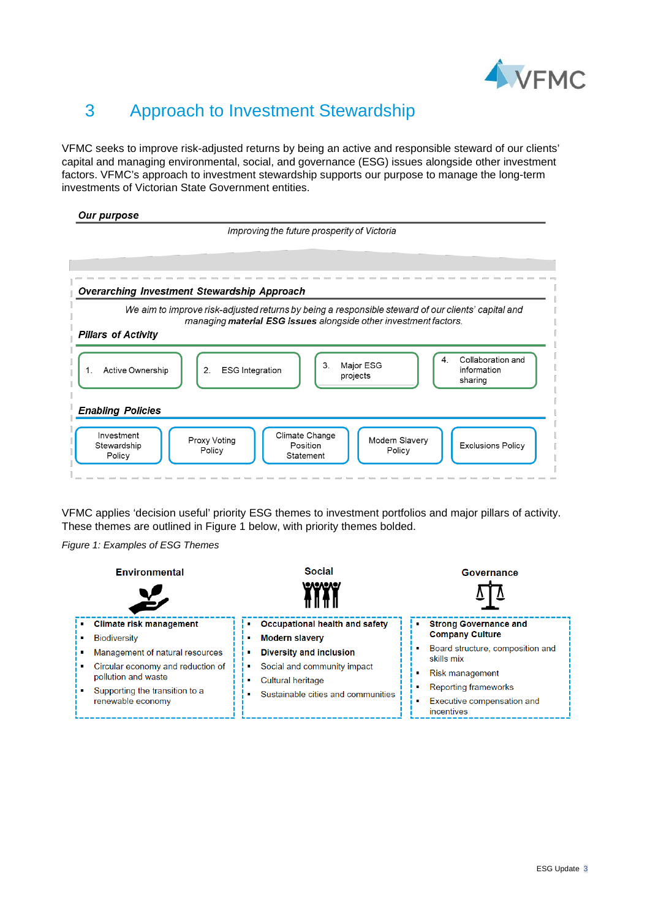# 3 Approach to Investment Stewardship

VFMC seeks to improve risk-adjusted returns by being an active and responsible steward of our clients' capital and managing environmental, social, and governance (ESG) issues alongside other investment factors. VFMC's approach to investment stewardship supports our purpose to manage the long-term investments of Victorian State Government entities.

***Our purpose***

*Improving the future prosperity of Victoria*

***Overarching Investment Stewardship Approach***

*We aim to improve risk-adjusted returns by being a responsible steward of our clients' capital and managing **material ESG issues** alongside other investment factors.*

***Pillars of Activity***

1. Active Ownership
2. ESG Integration
3. Major ESG projects
4. Collaboration and information sharing

***Enabling Policies***

- Investment Stewardship Policy
- Proxy Voting Policy
- Climate Change Position Statement
- Modern Slavery Policy
- Exclusions Policy

VFMC applies 'decision useful' priority ESG themes to investment portfolios and major pillars of activity. These themes are outlined in Figure 1 below, with priority themes bolded.

*Figure 1: Examples of ESG Themes*

**Environmental**

- **Climate risk management**
- Biodiversity
- Management of natural resources
- Circular economy and reduction of pollution and waste
- Supporting the transition to a renewable economy

**Social**

- **Occupational health and safety**
- **Modern slavery**
- **Diversity and inclusion**
- Social and community impact
- Cultural heritage
- Sustainable cities and communities

**Governance**

- **Strong Governance and Company Culture**
- Board structure, composition and skills mix
- Risk management
- Reporting frameworks
- Executive compensation and incentives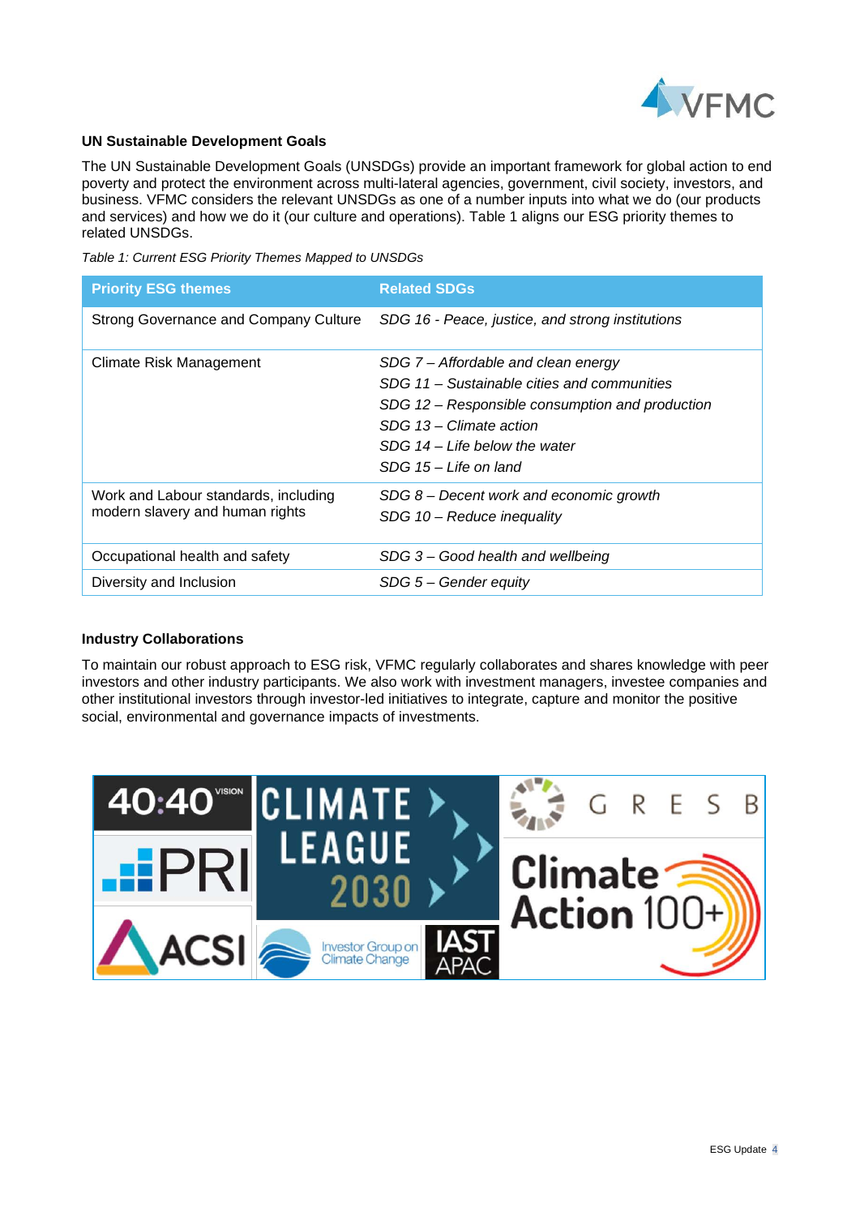## UN Sustainable Development Goals

The UN Sustainable Development Goals (UNSDGs) provide an important framework for global action to end poverty and protect the environment across multi-lateral agencies, government, civil society, investors, and business. VFMC considers the relevant UNSDGs as one of a number inputs into what we do (our products and services) and how we do it (our culture and operations). Table 1 aligns our ESG priority themes to related UNSDGs.

*Table 1: Current ESG Priority Themes Mapped to UNSDGs*

| Priority ESG themes | Related SDGs |
|---|---|
| Strong Governance and Company Culture | *SDG 16 - Peace, justice, and strong institutions* |
| Climate Risk Management | *SDG 7 – Affordable and clean energy*<br>*SDG 11 – Sustainable cities and communities*<br>*SDG 12 – Responsible consumption and production*<br>*SDG 13 – Climate action*<br>*SDG 14 – Life below the water*<br>*SDG 15 – Life on land* |
| Work and Labour standards, including modern slavery and human rights | *SDG 8 – Decent work and economic growth*<br>*SDG 10 – Reduce inequality* |
| Occupational health and safety | *SDG 3 – Good health and wellbeing* |
| Diversity and Inclusion | *SDG 5 – Gender equity* |

## Industry Collaborations

To maintain our robust approach to ESG risk, VFMC regularly collaborates and shares knowledge with peer investors and other industry participants. We also work with investment managers, investee companies and other institutional investors through investor-led initiatives to integrate, capture and monitor the positive social, environmental and governance impacts of investments.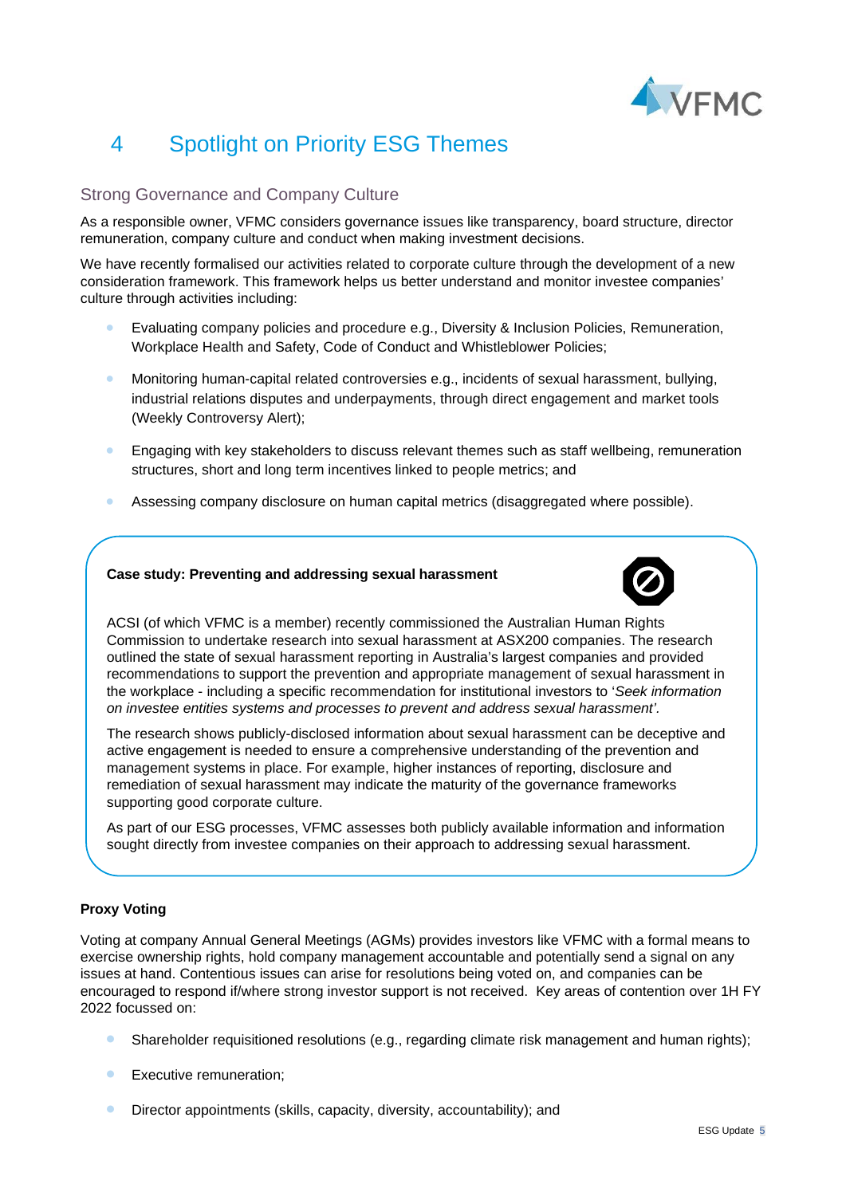# 4 Spotlight on Priority ESG Themes

## Strong Governance and Company Culture

As a responsible owner, VFMC considers governance issues like transparency, board structure, director remuneration, company culture and conduct when making investment decisions.

We have recently formalised our activities related to corporate culture through the development of a new consideration framework. This framework helps us better understand and monitor investee companies' culture through activities including:

- Evaluating company policies and procedure e.g., Diversity & Inclusion Policies, Remuneration, Workplace Health and Safety, Code of Conduct and Whistleblower Policies;
- Monitoring human-capital related controversies e.g., incidents of sexual harassment, bullying, industrial relations disputes and underpayments, through direct engagement and market tools (Weekly Controversy Alert);
- Engaging with key stakeholders to discuss relevant themes such as staff wellbeing, remuneration structures, short and long term incentives linked to people metrics; and
- Assessing company disclosure on human capital metrics (disaggregated where possible).

**Case study: Preventing and addressing sexual harassment**

ACSI (of which VFMC is a member) recently commissioned the Australian Human Rights Commission to undertake research into sexual harassment at ASX200 companies. The research outlined the state of sexual harassment reporting in Australia's largest companies and provided recommendations to support the prevention and appropriate management of sexual harassment in the workplace - including a specific recommendation for institutional investors to '*Seek information on investee entities systems and processes to prevent and address sexual harassment'*.

The research shows publicly-disclosed information about sexual harassment can be deceptive and active engagement is needed to ensure a comprehensive understanding of the prevention and management systems in place. For example, higher instances of reporting, disclosure and remediation of sexual harassment may indicate the maturity of the governance frameworks supporting good corporate culture.

As part of our ESG processes, VFMC assesses both publicly available information and information sought directly from investee companies on their approach to addressing sexual harassment.

**Proxy Voting**

Voting at company Annual General Meetings (AGMs) provides investors like VFMC with a formal means to exercise ownership rights, hold company management accountable and potentially send a signal on any issues at hand. Contentious issues can arise for resolutions being voted on, and companies can be encouraged to respond if/where strong investor support is not received. Key areas of contention over 1H FY 2022 focussed on:

- Shareholder requisitioned resolutions (e.g., regarding climate risk management and human rights);
- Executive remuneration;
- Director appointments (skills, capacity, diversity, accountability); and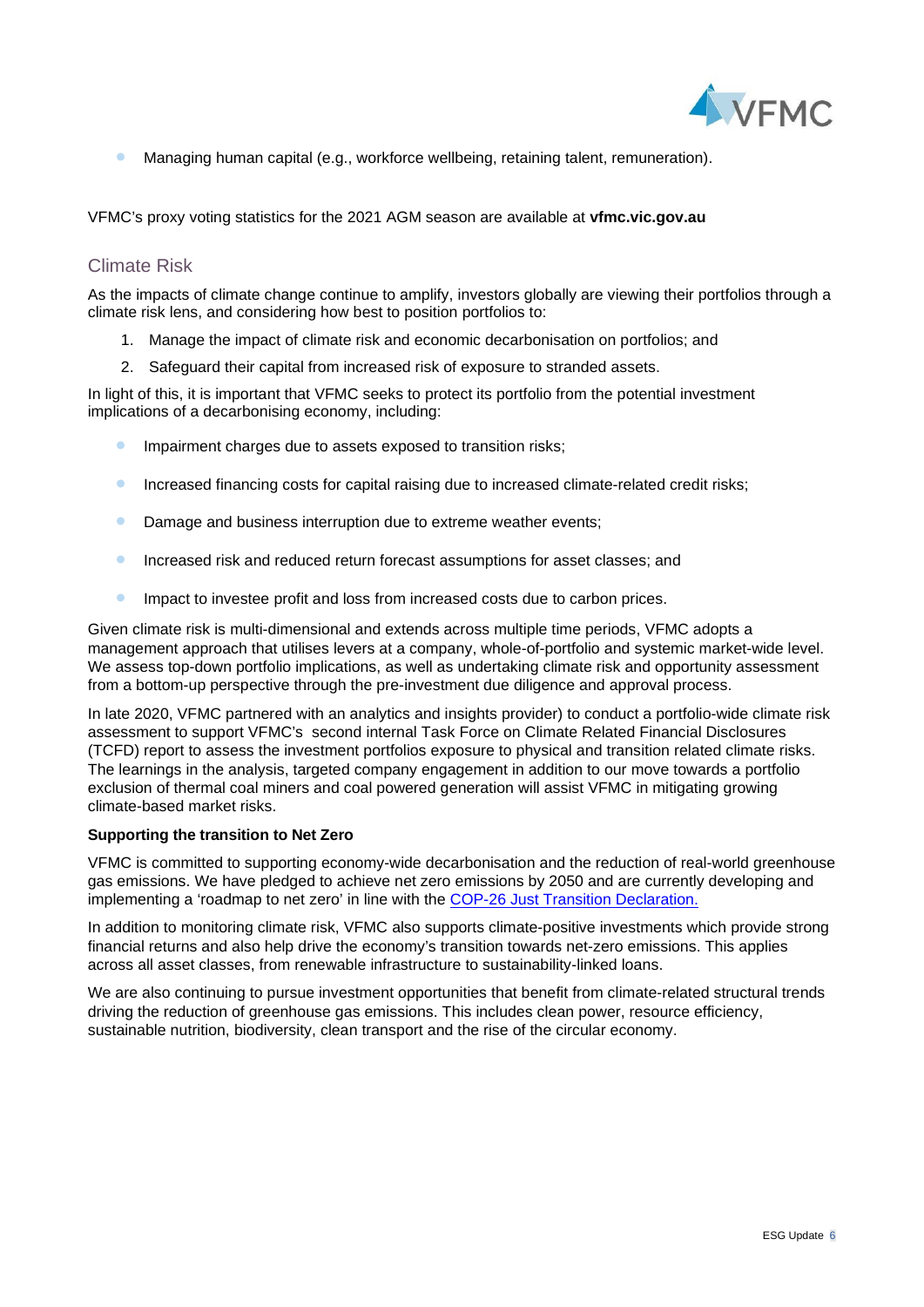- Managing human capital (e.g., workforce wellbeing, retaining talent, remuneration).

VFMC's proxy voting statistics for the 2021 AGM season are available at **vfmc.vic.gov.au**

## Climate Risk

As the impacts of climate change continue to amplify, investors globally are viewing their portfolios through a climate risk lens, and considering how best to position portfolios to:

1. Manage the impact of climate risk and economic decarbonisation on portfolios; and
2. Safeguard their capital from increased risk of exposure to stranded assets.

In light of this, it is important that VFMC seeks to protect its portfolio from the potential investment implications of a decarbonising economy, including:

- Impairment charges due to assets exposed to transition risks;
- Increased financing costs for capital raising due to increased climate-related credit risks;
- Damage and business interruption due to extreme weather events;
- Increased risk and reduced return forecast assumptions for asset classes; and
- Impact to investee profit and loss from increased costs due to carbon prices.

Given climate risk is multi-dimensional and extends across multiple time periods, VFMC adopts a management approach that utilises levers at a company, whole-of-portfolio and systemic market-wide level. We assess top-down portfolio implications, as well as undertaking climate risk and opportunity assessment from a bottom-up perspective through the pre-investment due diligence and approval process.

In late 2020, VFMC partnered with an analytics and insights provider) to conduct a portfolio-wide climate risk assessment to support VFMC's second internal Task Force on Climate Related Financial Disclosures (TCFD) report to assess the investment portfolios exposure to physical and transition related climate risks. The learnings in the analysis, targeted company engagement in addition to our move towards a portfolio exclusion of thermal coal miners and coal powered generation will assist VFMC in mitigating growing climate-based market risks.

**Supporting the transition to Net Zero**

VFMC is committed to supporting economy-wide decarbonisation and the reduction of real-world greenhouse gas emissions. We have pledged to achieve net zero emissions by 2050 and are currently developing and implementing a 'roadmap to net zero' in line with the COP-26 Just Transition Declaration.

In addition to monitoring climate risk, VFMC also supports climate-positive investments which provide strong financial returns and also help drive the economy's transition towards net-zero emissions. This applies across all asset classes, from renewable infrastructure to sustainability-linked loans.

We are also continuing to pursue investment opportunities that benefit from climate-related structural trends driving the reduction of greenhouse gas emissions. This includes clean power, resource efficiency, sustainable nutrition, biodiversity, clean transport and the rise of the circular economy.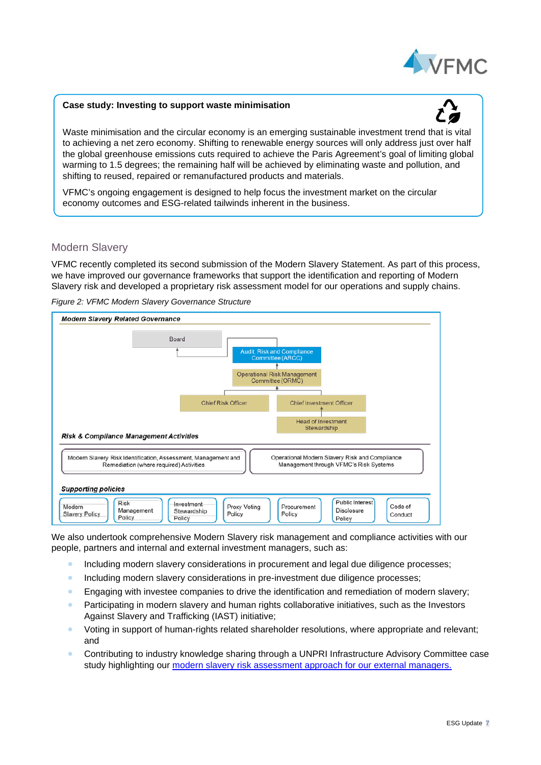> **Case study: Investing to support waste minimisation**
>
> Waste minimisation and the circular economy is an emerging sustainable investment trend that is vital to achieving a net zero economy. Shifting to renewable energy sources will only address just over half the global greenhouse emissions cuts required to achieve the Paris Agreement's goal of limiting global warming to 1.5 degrees; the remaining half will be achieved by eliminating waste and pollution, and shifting to reused, repaired or remanufactured products and materials.
>
> VFMC's ongoing engagement is designed to help focus the investment market on the circular economy outcomes and ESG-related tailwinds inherent in the business.

## Modern Slavery

VFMC recently completed its second submission of the Modern Slavery Statement. As part of this process, we have improved our governance frameworks that support the identification and reporting of Modern Slavery risk and developed a proprietary risk assessment model for our operations and supply chains.

*Figure 2: VFMC Modern Slavery Governance Structure*

**Modern Slavery Related Governance**

- Board
  - Audit, Risk and Compliance Committee (ARCC)
    - Operational Risk Management Committee (ORMC)
      - Chief Risk Officer
      - Chief Investment Officer
        - Head of Investment Stewardship

**Risk & Compliance Management Activities**

- Modern Slavery Risk Identification, Assessment, Management and Remediation (where required) Activities
- Operational Modern Slavery Risk and Compliance Management through VFMC's Risk Systems

**Supporting policies**

- Modern Slavery Policy
- Risk Management Policy
- Investment Stewardship Policy
- Proxy Voting Policy
- Procurement Policy
- Public Interest Disclosure Policy
- Code of Conduct

We also undertook comprehensive Modern Slavery risk management and compliance activities with our people, partners and internal and external investment managers, such as:

- Including modern slavery considerations in procurement and legal due diligence processes;
- Including modern slavery considerations in pre-investment due diligence processes;
- Engaging with investee companies to drive the identification and remediation of modern slavery;
- Participating in modern slavery and human rights collaborative initiatives, such as the Investors Against Slavery and Trafficking (IAST) initiative;
- Voting in support of human-rights related shareholder resolutions, where appropriate and relevant; and
- Contributing to industry knowledge sharing through a UNPRI Infrastructure Advisory Committee case study highlighting our modern slavery risk assessment approach for our external managers.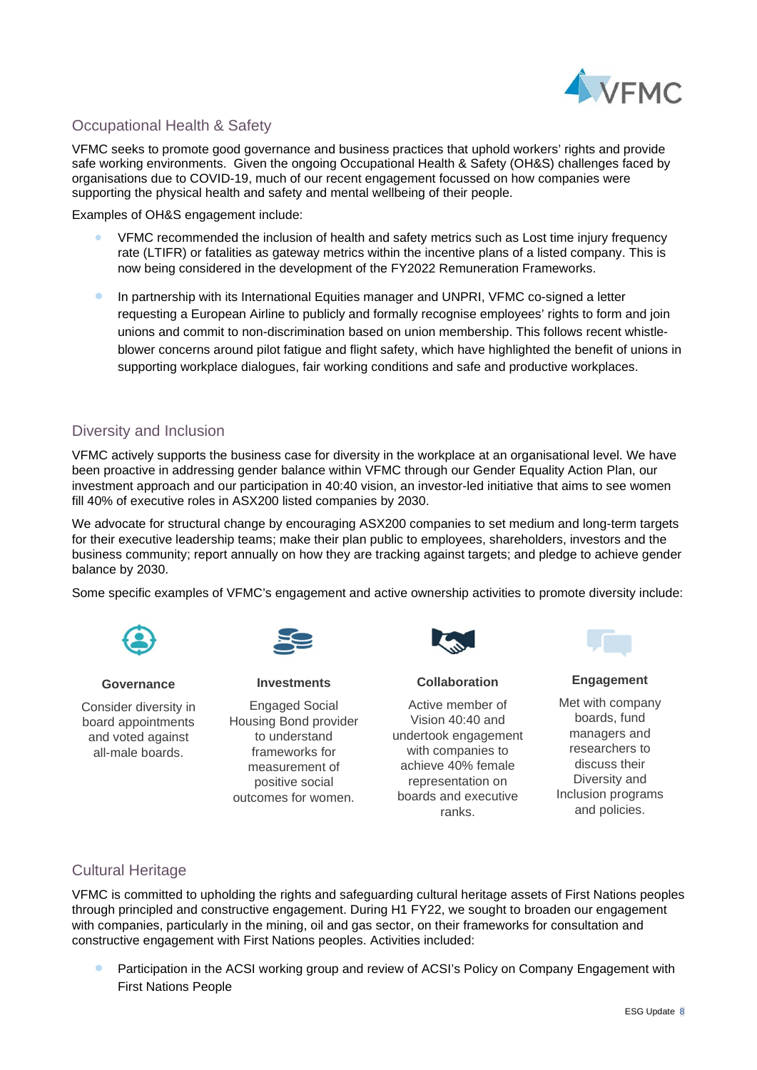## Occupational Health & Safety

VFMC seeks to promote good governance and business practices that uphold workers' rights and provide safe working environments. Given the ongoing Occupational Health & Safety (OH&S) challenges faced by organisations due to COVID-19, much of our recent engagement focussed on how companies were supporting the physical health and safety and mental wellbeing of their people.

Examples of OH&S engagement include:

- VFMC recommended the inclusion of health and safety metrics such as Lost time injury frequency rate (LTIFR) or fatalities as gateway metrics within the incentive plans of a listed company. This is now being considered in the development of the FY2022 Remuneration Frameworks.
- In partnership with its International Equities manager and UNPRI, VFMC co-signed a letter requesting a European Airline to publicly and formally recognise employees' rights to form and join unions and commit to non-discrimination based on union membership. This follows recent whistle-blower concerns around pilot fatigue and flight safety, which have highlighted the benefit of unions in supporting workplace dialogues, fair working conditions and safe and productive workplaces.

## Diversity and Inclusion

VFMC actively supports the business case for diversity in the workplace at an organisational level. We have been proactive in addressing gender balance within VFMC through our Gender Equality Action Plan, our investment approach and our participation in 40:40 vision, an investor-led initiative that aims to see women fill 40% of executive roles in ASX200 listed companies by 2030.

We advocate for structural change by encouraging ASX200 companies to set medium and long-term targets for their executive leadership teams; make their plan public to employees, shareholders, investors and the business community; report annually on how they are tracking against targets; and pledge to achieve gender balance by 2030.

Some specific examples of VFMC's engagement and active ownership activities to promote diversity include:

**Governance**

Consider diversity in board appointments and voted against all-male boards.

**Investments**

Engaged Social Housing Bond provider to understand frameworks for measurement of positive social outcomes for women.

**Collaboration**

Active member of Vision 40:40 and undertook engagement with companies to achieve 40% female representation on boards and executive ranks.

**Engagement**

Met with company boards, fund managers and researchers to discuss their Diversity and Inclusion programs and policies.

## Cultural Heritage

VFMC is committed to upholding the rights and safeguarding cultural heritage assets of First Nations peoples through principled and constructive engagement. During H1 FY22, we sought to broaden our engagement with companies, particularly in the mining, oil and gas sector, on their frameworks for consultation and constructive engagement with First Nations peoples. Activities included:

- Participation in the ACSI working group and review of ACSI's Policy on Company Engagement with First Nations People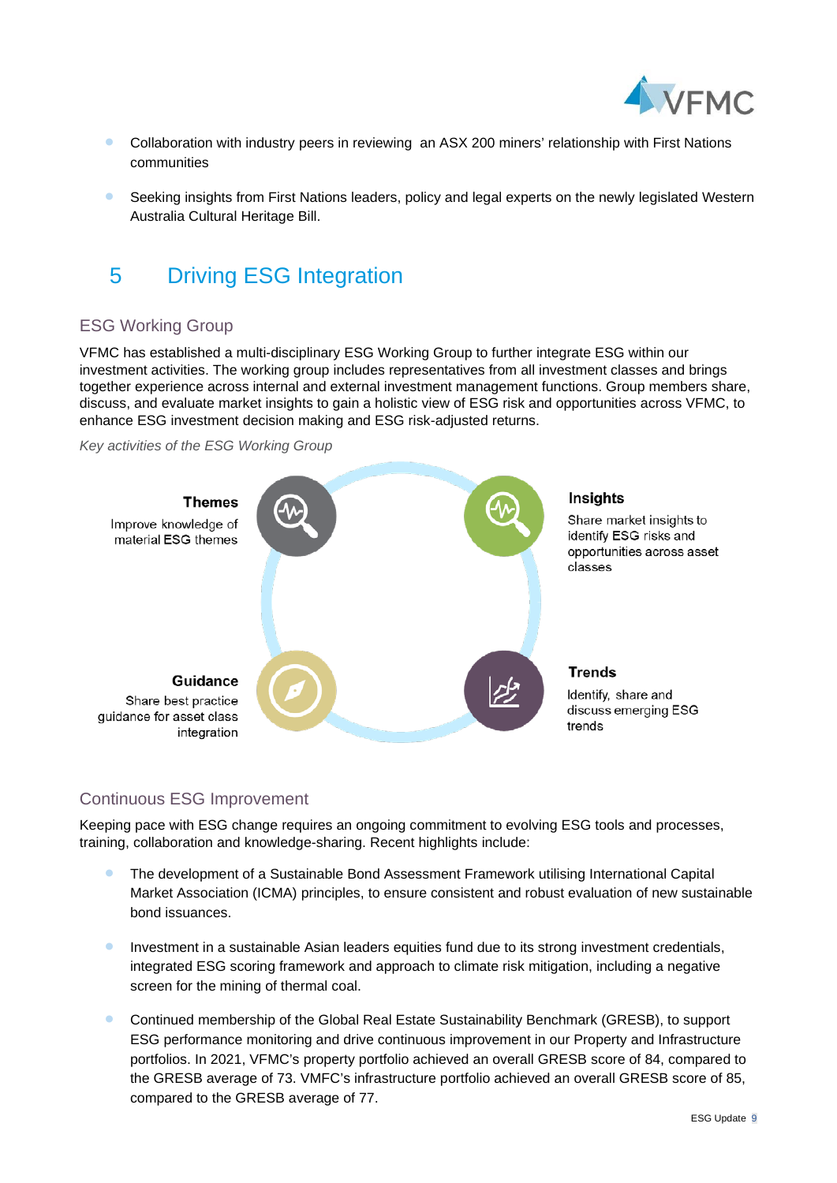- Collaboration with industry peers in reviewing an ASX 200 miners' relationship with First Nations communities

- Seeking insights from First Nations leaders, policy and legal experts on the newly legislated Western Australia Cultural Heritage Bill.

# 5 Driving ESG Integration

## ESG Working Group

VFMC has established a multi-disciplinary ESG Working Group to further integrate ESG within our investment activities. The working group includes representatives from all investment classes and brings together experience across internal and external investment management functions. Group members share, discuss, and evaluate market insights to gain a holistic view of ESG risk and opportunities across VFMC, to enhance ESG investment decision making and ESG risk-adjusted returns.

*Key activities of the ESG Working Group*

**Themes**
Improve knowledge of material ESG themes

**Insights**
Share market insights to identify ESG risks and opportunities across asset classes

**Guidance**
Share best practice guidance for asset class integration

**Trends**
Identify, share and discuss emerging ESG trends

## Continuous ESG Improvement

Keeping pace with ESG change requires an ongoing commitment to evolving ESG tools and processes, training, collaboration and knowledge-sharing. Recent highlights include:

- The development of a Sustainable Bond Assessment Framework utilising International Capital Market Association (ICMA) principles, to ensure consistent and robust evaluation of new sustainable bond issuances.

- Investment in a sustainable Asian leaders equities fund due to its strong investment credentials, integrated ESG scoring framework and approach to climate risk mitigation, including a negative screen for the mining of thermal coal.

- Continued membership of the Global Real Estate Sustainability Benchmark (GRESB), to support ESG performance monitoring and drive continuous improvement in our Property and Infrastructure portfolios. In 2021, VFMC's property portfolio achieved an overall GRESB score of 84, compared to the GRESB average of 73. VMFC's infrastructure portfolio achieved an overall GRESB score of 85, compared to the GRESB average of 77.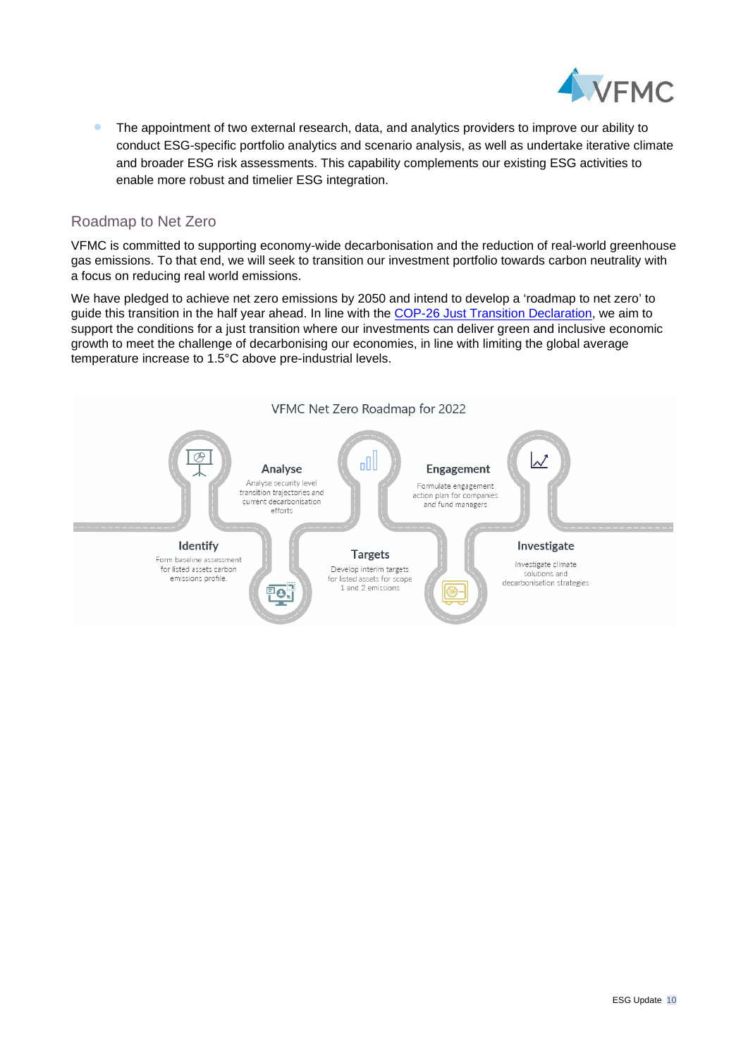- The appointment of two external research, data, and analytics providers to improve our ability to conduct ESG-specific portfolio analytics and scenario analysis, as well as undertake iterative climate and broader ESG risk assessments. This capability complements our existing ESG activities to enable more robust and timelier ESG integration.

## Roadmap to Net Zero

VFMC is committed to supporting economy-wide decarbonisation and the reduction of real-world greenhouse gas emissions. To that end, we will seek to transition our investment portfolio towards carbon neutrality with a focus on reducing real world emissions.

We have pledged to achieve net zero emissions by 2050 and intend to develop a 'roadmap to net zero' to guide this transition in the half year ahead. In line with the [COP-26 Just Transition Declaration](), we aim to support the conditions for a just transition where our investments can deliver green and inclusive economic growth to meet the challenge of decarbonising our economies, in line with limiting the global average temperature increase to 1.5°C above pre-industrial levels.

VFMC Net Zero Roadmap for 2022

Identify
Form baseline assessment for listed assets carbon emissions profile.

Analyse
Analyse security level transition trajectories and current decarbonisation efforts

Targets
Develop interim targets for listed assets for scope 1 and 2 emissions

Engagement
Formulate engagement action plan for companies and fund managers

Investigate
Investigate climate solutions and decarbonisation strategies